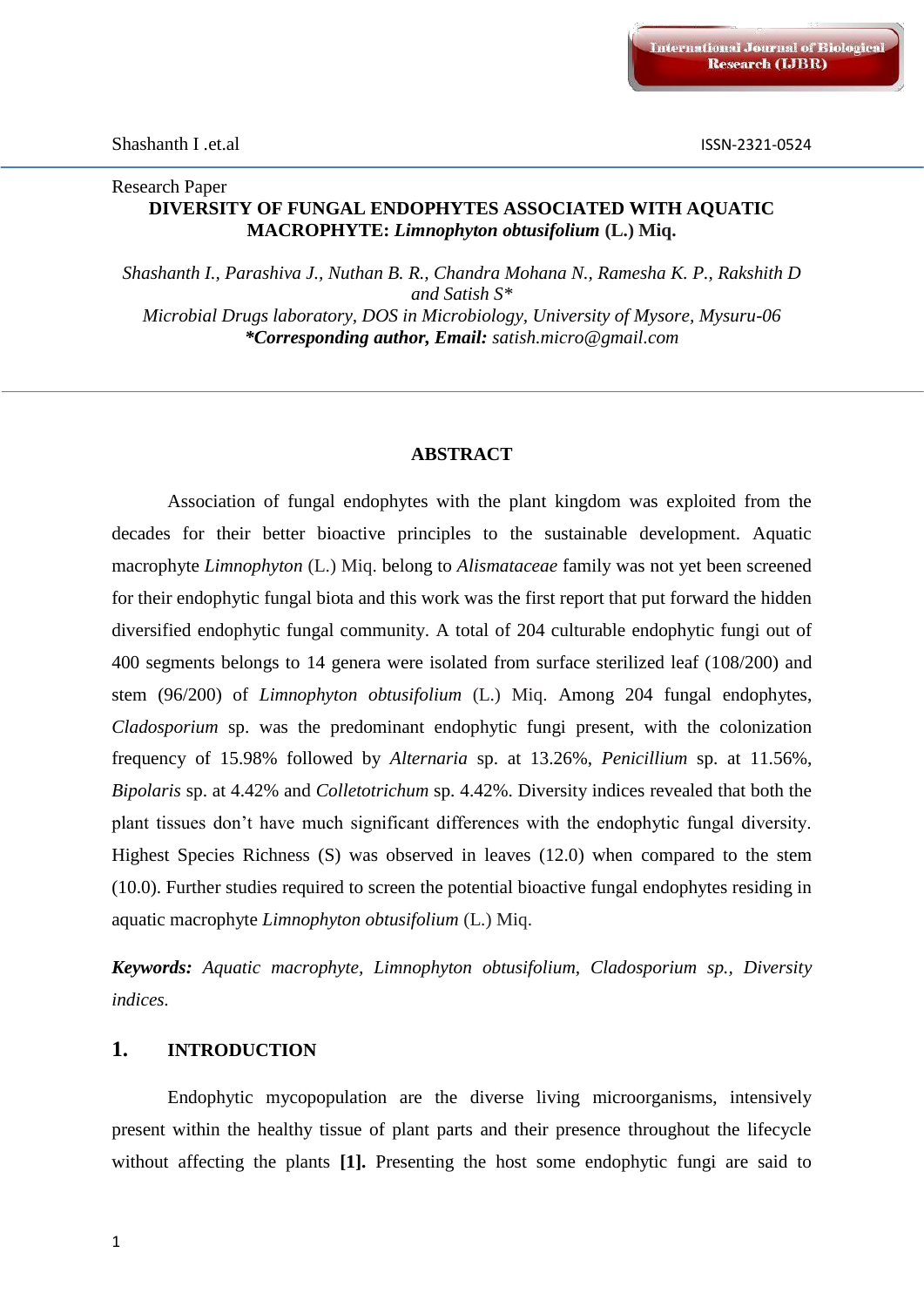Research Paper

# DIVERSITY OF FUNGAL ENDOPHYTES ASSOCIATED WITH AQUATIC MACROPHYTE: *Limnophyton obtusifolium* (L.) Miq.

*Shashanth I., Parashiva J., Nuthan B. R., Chandra Mohana N., Ramesha K. P., Rakshith D and Satish S\**

*Microbial Drugs laboratory, DOS in Microbiology, University of Mysore, Mysuru-06*

***Corresponding author, Email:** satish.micro@gmail.com*

## ABSTRACT

Association of fungal endophytes with the plant kingdom was exploited from the decades for their better bioactive principles to the sustainable development. Aquatic macrophyte *Limnophyton* (L.) Miq. belong to *Alismataceae* family was not yet been screened for their endophytic fungal biota and this work was the first report that put forward the hidden diversified endophytic fungal community. A total of 204 culturable endophytic fungi out of 400 segments belongs to 14 genera were isolated from surface sterilized leaf (108/200) and stem (96/200) of *Limnophyton obtusifolium* (L.) Miq. Among 204 fungal endophytes, *Cladosporium* sp. was the predominant endophytic fungi present, with the colonization frequency of 15.98% followed by *Alternaria* sp. at 13.26%, *Penicillium* sp. at 11.56%, *Bipolaris* sp. at 4.42% and *Colletotrichum* sp. 4.42%. Diversity indices revealed that both the plant tissues don't have much significant differences with the endophytic fungal diversity. Highest Species Richness (S) was observed in leaves (12.0) when compared to the stem (10.0). Further studies required to screen the potential bioactive fungal endophytes residing in aquatic macrophyte *Limnophyton obtusifolium* (L.) Miq.

***Keywords:*** *Aquatic macrophyte, Limnophyton obtusifolium, Cladosporium sp., Diversity indices.*

## 1. INTRODUCTION

Endophytic mycopopulation are the diverse living microorganisms, intensively present within the healthy tissue of plant parts and their presence throughout the lifecycle without affecting the plants **[1].** Presenting the host some endophytic fungi are said to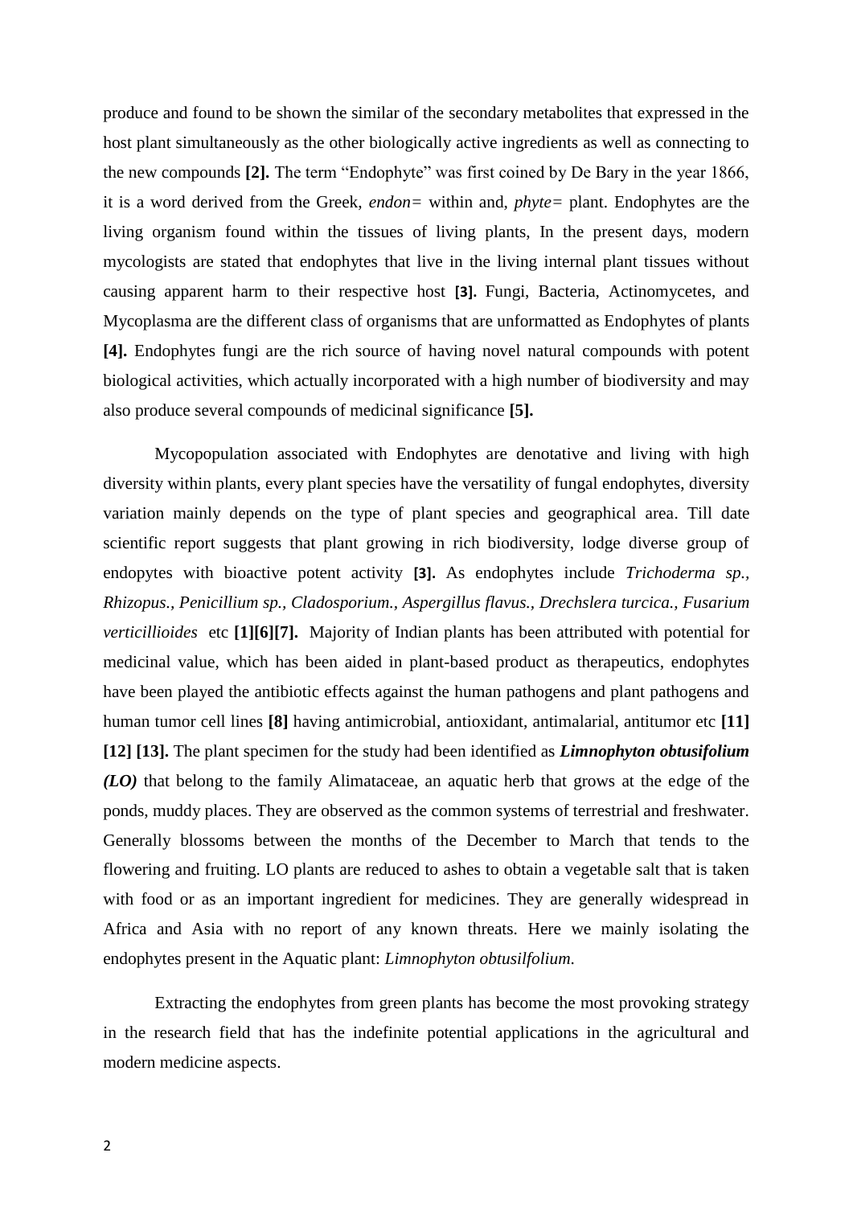produce and found to be shown the similar of the secondary metabolites that expressed in the host plant simultaneously as the other biologically active ingredients as well as connecting to the new compounds **[2].** The term "Endophyte" was first coined by De Bary in the year 1866, it is a word derived from the Greek, *endon=* within and, *phyte=* plant. Endophytes are the living organism found within the tissues of living plants, In the present days, modern mycologists are stated that endophytes that live in the living internal plant tissues without causing apparent harm to their respective host **[3].** Fungi, Bacteria, Actinomycetes, and Mycoplasma are the different class of organisms that are unformatted as Endophytes of plants **[4].** Endophytes fungi are the rich source of having novel natural compounds with potent biological activities, which actually incorporated with a high number of biodiversity and may also produce several compounds of medicinal significance **[5].**

Mycopopulation associated with Endophytes are denotative and living with high diversity within plants, every plant species have the versatility of fungal endophytes, diversity variation mainly depends on the type of plant species and geographical area. Till date scientific report suggests that plant growing in rich biodiversity, lodge diverse group of endopytes with bioactive potent activity **[3].** As endophytes include *Trichoderma sp., Rhizopus., Penicillium sp., Cladosporium., Aspergillus flavus., Drechslera turcica., Fusarium verticillioides* etc **[1][6][7].** Majority of Indian plants has been attributed with potential for medicinal value, which has been aided in plant-based product as therapeutics, endophytes have been played the antibiotic effects against the human pathogens and plant pathogens and human tumor cell lines **[8]** having antimicrobial, antioxidant, antimalarial, antitumor etc **[11] [12] [13].** The plant specimen for the study had been identified as ***Limnophyton obtusifolium (LO)*** that belong to the family Alimataceae, an aquatic herb that grows at the edge of the ponds, muddy places. They are observed as the common systems of terrestrial and freshwater. Generally blossoms between the months of the December to March that tends to the flowering and fruiting. LO plants are reduced to ashes to obtain a vegetable salt that is taken with food or as an important ingredient for medicines. They are generally widespread in Africa and Asia with no report of any known threats. Here we mainly isolating the endophytes present in the Aquatic plant: *Limnophyton obtusilfolium*.

Extracting the endophytes from green plants has become the most provoking strategy in the research field that has the indefinite potential applications in the agricultural and modern medicine aspects.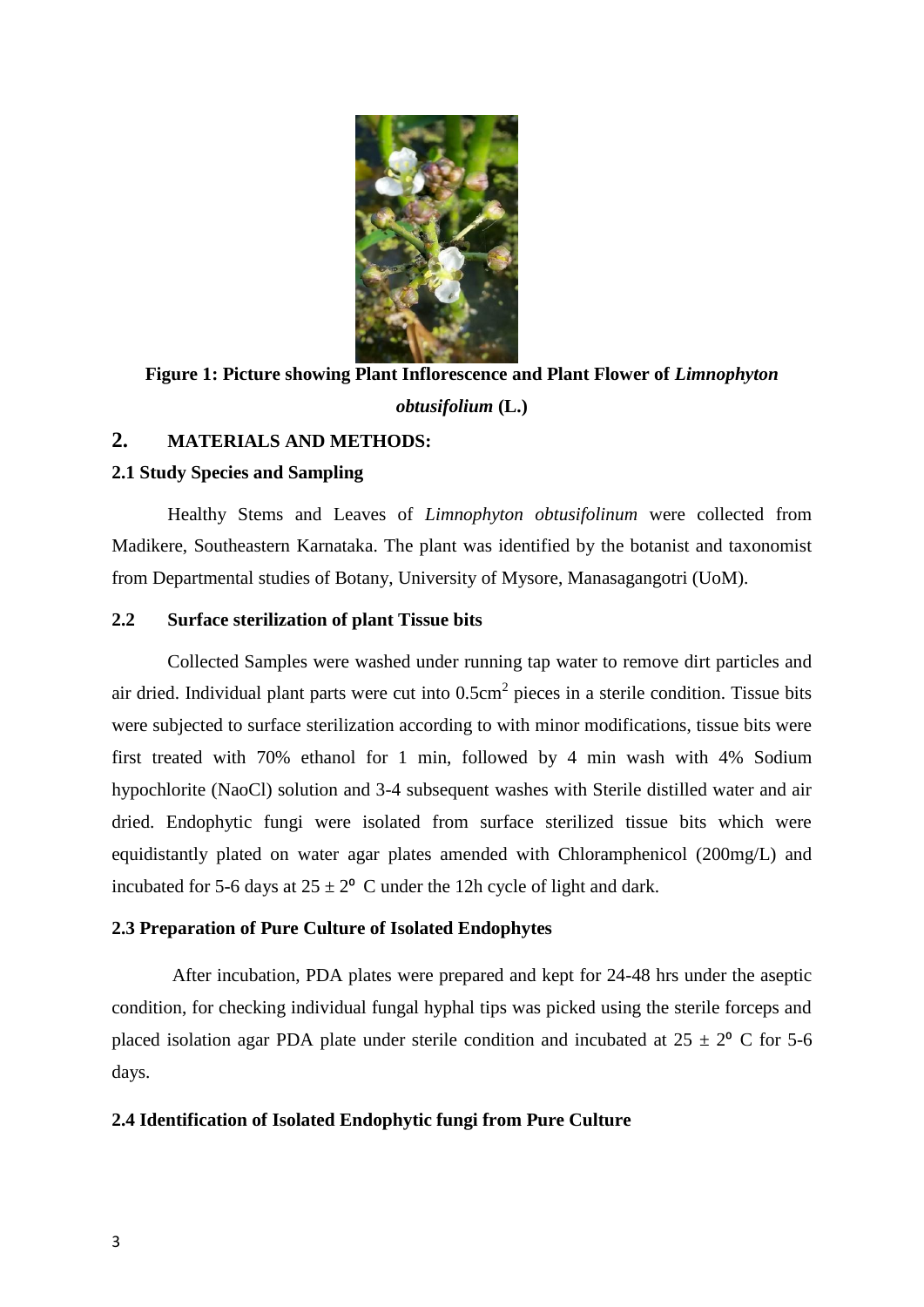**Figure 1: Picture showing Plant Inflorescence and Plant Flower of *Limnophyton obtusifolium* (L.)**

## 2. MATERIALS AND METHODS:

### 2.1 Study Species and Sampling

Healthy Stems and Leaves of *Limnophyton obtusifolinum* were collected from Madikere, Southeastern Karnataka. The plant was identified by the botanist and taxonomist from Departmental studies of Botany, University of Mysore, Manasagangotri (UoM).

### 2.2 Surface sterilization of plant Tissue bits

Collected Samples were washed under running tap water to remove dirt particles and air dried. Individual plant parts were cut into $0.5cm^2$ pieces in a sterile condition. Tissue bits were subjected to surface sterilization according to with minor modifications, tissue bits were first treated with 70% ethanol for 1 min, followed by 4 min wash with 4% Sodium hypochlorite (NaoCl) solution and 3-4 subsequent washes with Sterile distilled water and air dried. Endophytic fungi were isolated from surface sterilized tissue bits which were equidistantly plated on water agar plates amended with Chloramphenicol (200mg/L) and incubated for 5-6 days at $25 \pm 2^{o}$ C under the 12h cycle of light and dark.

### 2.3 Preparation of Pure Culture of Isolated Endophytes

After incubation, PDA plates were prepared and kept for 24-48 hrs under the aseptic condition, for checking individual fungal hyphal tips was picked using the sterile forceps and placed isolation agar PDA plate under sterile condition and incubated at $25 \pm 2^{o}$ C for 5-6 days.

### 2.4 Identification of Isolated Endophytic fungi from Pure Culture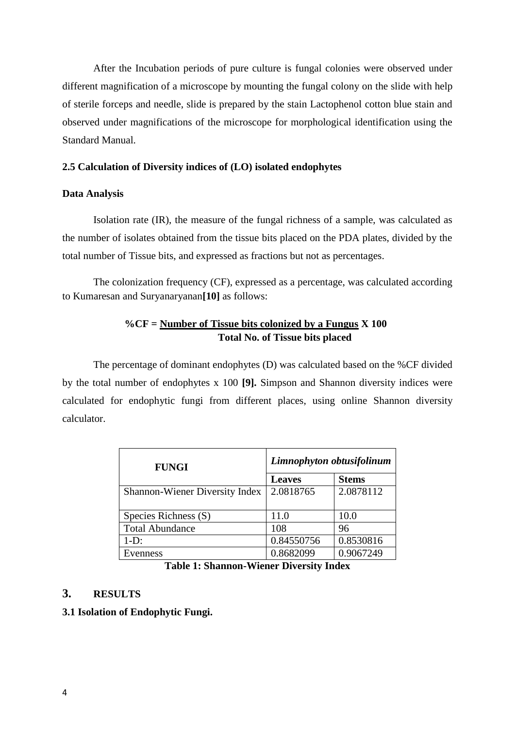After the Incubation periods of pure culture is fungal colonies were observed under different magnification of a microscope by mounting the fungal colony on the slide with help of sterile forceps and needle, slide is prepared by the stain Lactophenol cotton blue stain and observed under magnifications of the microscope for morphological identification using the Standard Manual.

### 2.5 Calculation of Diversity indices of (LO) isolated endophytes

**Data Analysis**

Isolation rate (IR), the measure of the fungal richness of a sample, was calculated as the number of isolates obtained from the tissue bits placed on the PDA plates, divided by the total number of Tissue bits, and expressed as fractions but not as percentages.

The colonization frequency (CF), expressed as a percentage, was calculated according to Kumaresan and Suryanaryanan **[10]** as follows:

$$\%CF = \frac{\textbf{Number of Tissue bits colonized by a Fungus}}{\textbf{Total No. of Tissue bits placed}} \times 100$$

The percentage of dominant endophytes (D) was calculated based on the %CF divided by the total number of endophytes x 100 **[9].** Simpson and Shannon diversity indices were calculated for endophytic fungi from different places, using online Shannon diversity calculator.

| **FUNGI** | ***Limnophyton obtusifolinum*** | |
|---|---|---|
| | **Leaves** | **Stems** |
| Shannon-Wiener Diversity Index | 2.0818765 | 2.0878112 |
| Species Richness (S) | 11.0 | 10.0 |
| Total Abundance | 108 | 96 |
| 1-D: | 0.84550756 | 0.8530816 |
| Evenness | 0.8682099 | 0.9067249 |

**Table 1: Shannon-Wiener Diversity Index**

## 3. RESULTS

### 3.1 Isolation of Endophytic Fungi.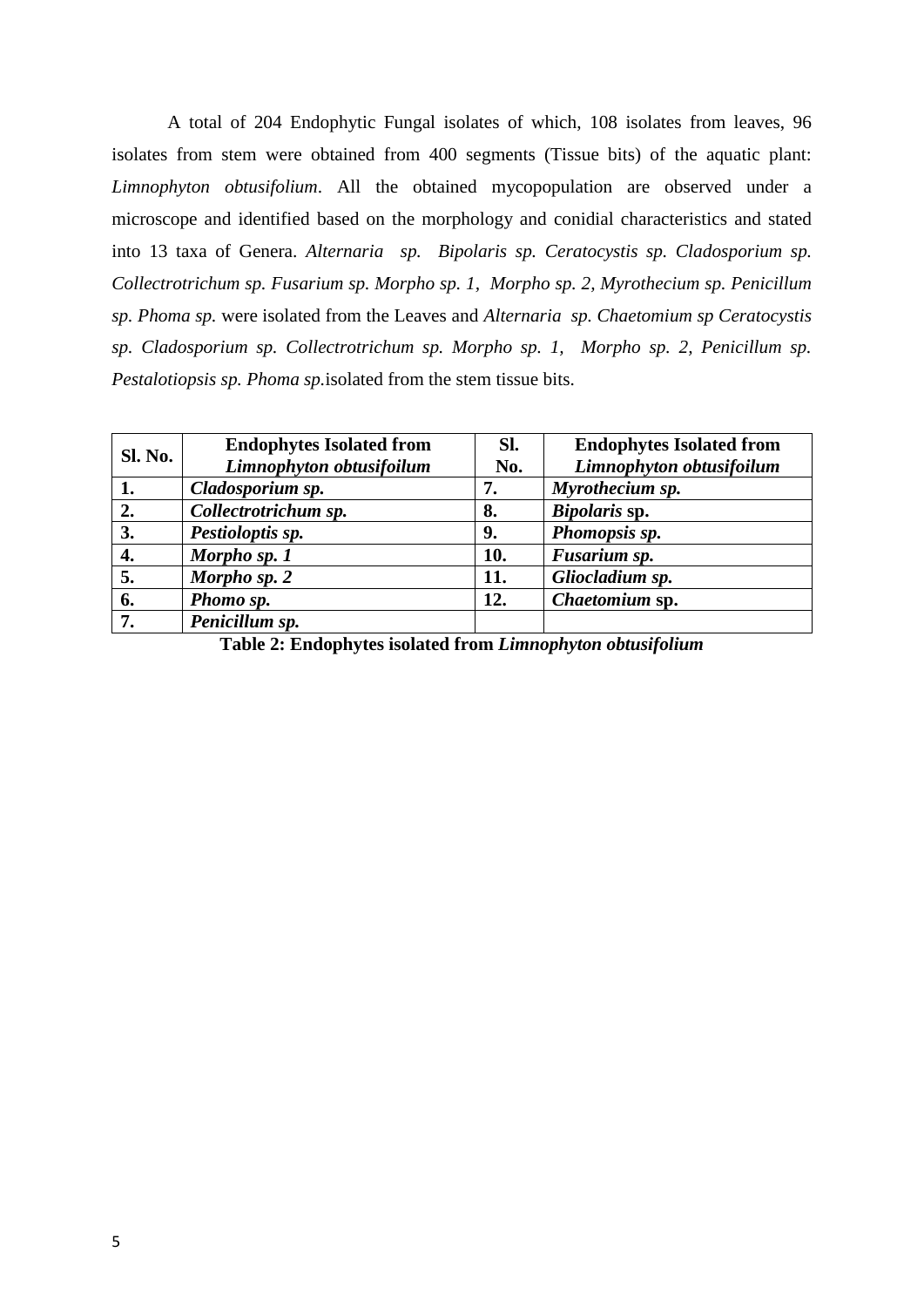A total of 204 Endophytic Fungal isolates of which, 108 isolates from leaves, 96 isolates from stem were obtained from 400 segments (Tissue bits) of the aquatic plant: *Limnophyton obtusifolium*. All the obtained mycopopulation are observed under a microscope and identified based on the morphology and conidial characteristics and stated into 13 taxa of Genera. *Alternaria sp. Bipolaris sp. Ceratocystis sp. Cladosporium sp. Collectrotrichum sp. Fusarium sp. Morpho sp. 1, Morpho sp. 2, Myrothecium sp. Penicillum sp. Phoma sp.* were isolated from the Leaves and *Alternaria sp. Chaetomium sp Ceratocystis sp. Cladosporium sp. Collectrotrichum sp. Morpho sp. 1, Morpho sp. 2, Penicillum sp. Pestalotiopsis sp. Phoma sp.*isolated from the stem tissue bits.

| Sl. No. | Endophytes Isolated from *Limnophyton obtusifoilum* | Sl. No. | Endophytes Isolated from *Limnophyton obtusifoilum* |
|---|---|---|---|
| **1.** | ***Cladosporium sp.*** | **7.** | ***Myrothecium sp.*** |
| **2.** | ***Collectrotrichum sp.*** | **8.** | ***Bipolaris* sp.** |
| **3.** | ***Pestioloptis sp.*** | **9.** | ***Phomopsis sp.*** |
| **4.** | ***Morpho sp. 1*** | **10.** | ***Fusarium sp.*** |
| **5.** | ***Morpho sp. 2*** | **11.** | ***Gliocladium sp.*** |
| **6.** | ***Phomo sp.*** | **12.** | ***Chaetomium* sp.** |
| **7.** | ***Penicillum sp.*** | | |

**Table 2: Endophytes isolated from *Limnophyton obtusifolium***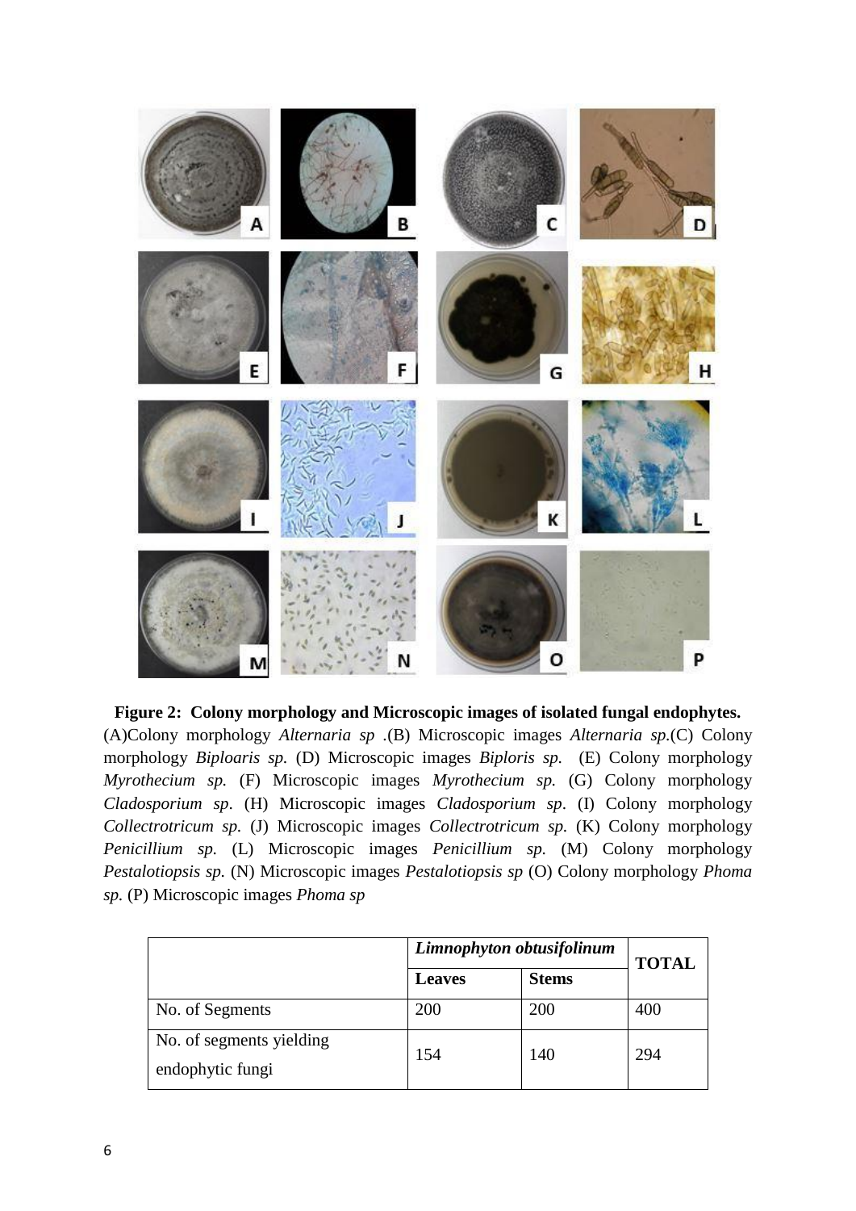**Figure 2: Colony morphology and Microscopic images of isolated fungal endophytes.** (A)Colony morphology *Alternaria sp* .(B) Microscopic images *Alternaria sp.*(C) Colony morphology *Biploaris sp.* (D) Microscopic images *Biploris sp.* (E) Colony morphology *Myrothecium sp.* (F) Microscopic images *Myrothecium sp.* (G) Colony morphology *Cladosporium sp*. (H) Microscopic images *Cladosporium sp*. (I) Colony morphology *Collectrotricum sp.* (J) Microscopic images *Collectrotricum sp.* (K) Colony morphology *Penicillium sp.* (L) Microscopic images *Penicillium sp.* (M) Colony morphology *Pestalotiopsis sp.* (N) Microscopic images *Pestalotiopsis sp* (O) Colony morphology *Phoma sp.* (P) Microscopic images *Phoma sp*

| | ***Limnophyton obtusifolinum*** | | **TOTAL** |
|---|---|---|---|
| | **Leaves** | **Stems** | |
| No. of Segments | 200 | 200 | 400 |
| No. of segments yielding endophytic fungi | 154 | 140 | 294 |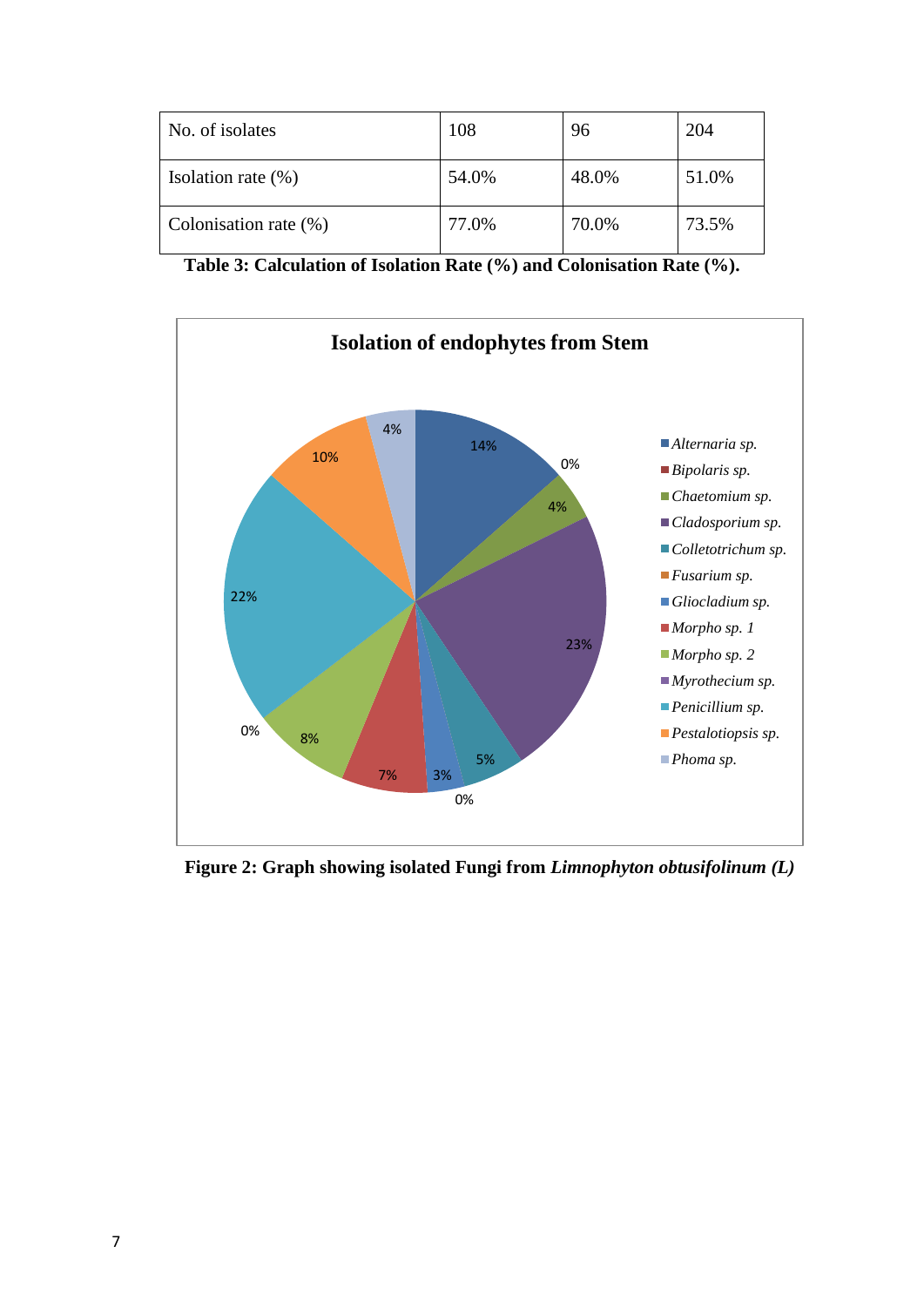| No. of isolates | 108 | 96 | 204 |
|---|---|---|---|
| Isolation rate (%) | 54.0% | 48.0% | 51.0% |
| Colonisation rate (%) | 77.0% | 70.0% | 73.5% |

**Table 3: Calculation of Isolation Rate (%) and Colonisation Rate (%).**

**Isolation of endophytes from Stem**

| Fungus | % |
|---|---|
| *Alternaria sp.* | 14% |
| *Bipolaris sp.* | 0% |
| *Chaetomium sp.* | 4% |
| *Cladosporium sp.* | 23% |
| *Colletotrichum sp.* | 5% |
| *Fusarium sp.* | 0% |
| *Gliocladium sp.* | 3% |
| *Morpho sp. 1* | 7% |
| *Morpho sp. 2* | 8% |
| *Myrothecium sp.* | 0% |
| *Penicillium sp.* | 22% |
| *Pestalotiopsis sp.* | 10% |
| *Phoma sp.* | 4% |

**Figure 2: Graph showing isolated Fungi from *Limnophyton obtusifolinum (L)***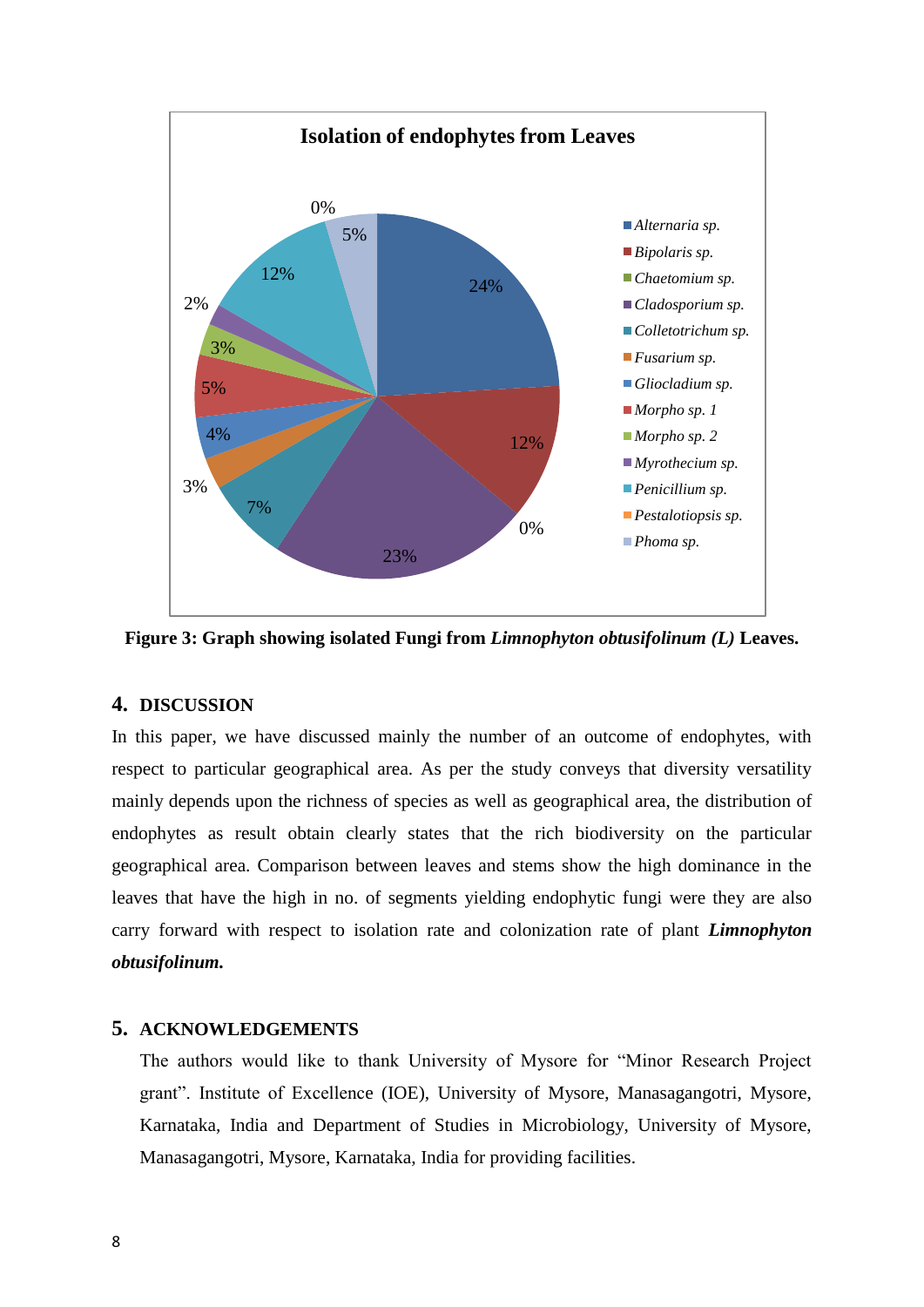**Figure 3: Graph showing isolated Fungi from *Limnophyton obtusifolinum (L)* Leaves.**

## 4. DISCUSSION

In this paper, we have discussed mainly the number of an outcome of endophytes, with respect to particular geographical area. As per the study conveys that diversity versatility mainly depends upon the richness of species as well as geographical area, the distribution of endophytes as result obtain clearly states that the rich biodiversity on the particular geographical area. Comparison between leaves and stems show the high dominance in the leaves that have the high in no. of segments yielding endophytic fungi were they are also carry forward with respect to isolation rate and colonization rate of plant ***Limnophyton obtusifolinum.***

## 5. ACKNOWLEDGEMENTS

The authors would like to thank University of Mysore for "Minor Research Project grant". Institute of Excellence (IOE), University of Mysore, Manasagangotri, Mysore, Karnataka, India and Department of Studies in Microbiology, University of Mysore, Manasagangotri, Mysore, Karnataka, India for providing facilities.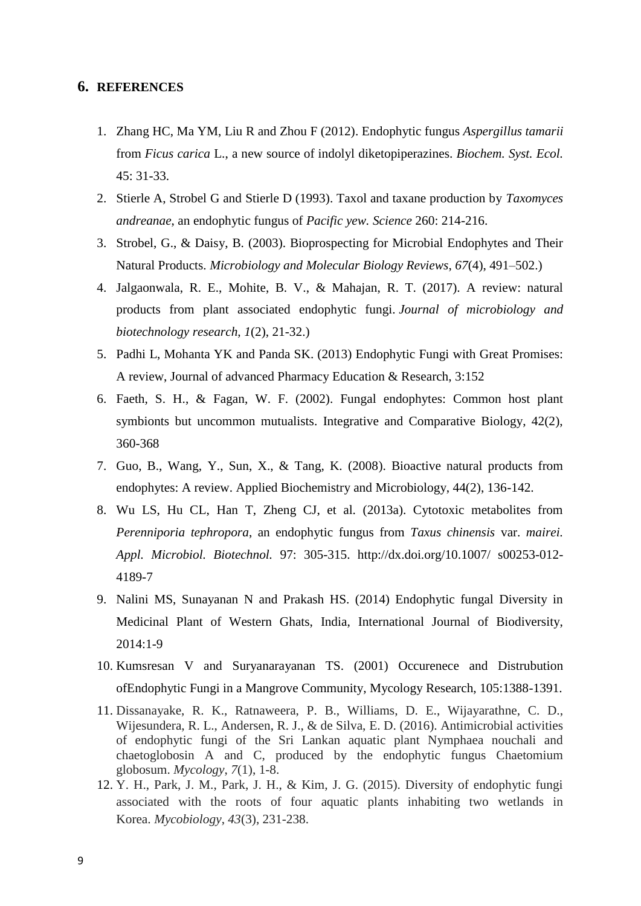## 6. REFERENCES

1. Zhang HC, Ma YM, Liu R and Zhou F (2012). Endophytic fungus *Aspergillus tamarii* from *Ficus carica* L., a new source of indolyl diketopiperazines. *Biochem. Syst. Ecol.* 45: 31-33.
2. Stierle A, Strobel G and Stierle D (1993). Taxol and taxane production by *Taxomyces andreanae*, an endophytic fungus of *Pacific yew. Science* 260: 214-216.
3. Strobel, G., & Daisy, B. (2003). Bioprospecting for Microbial Endophytes and Their Natural Products. *Microbiology and Molecular Biology Reviews*, *67*(4), 491–502.)
4. Jalgaonwala, R. E., Mohite, B. V., & Mahajan, R. T. (2017). A review: natural products from plant associated endophytic fungi. *Journal of microbiology and biotechnology research*, *1*(2), 21-32.)
5. Padhi L, Mohanta YK and Panda SK. (2013) Endophytic Fungi with Great Promises: A review, Journal of advanced Pharmacy Education & Research, 3:152
6. Faeth, S. H., & Fagan, W. F. (2002). Fungal endophytes: Common host plant symbionts but uncommon mutualists. Integrative and Comparative Biology, 42(2), 360-368
7. Guo, B., Wang, Y., Sun, X., & Tang, K. (2008). Bioactive natural products from endophytes: A review. Applied Biochemistry and Microbiology, 44(2), 136-142.
8. Wu LS, Hu CL, Han T, Zheng CJ, et al. (2013a). Cytotoxic metabolites from *Perenniporia tephropora*, an endophytic fungus from *Taxus chinensis* var. *mairei. Appl. Microbiol. Biotechnol.* 97: 305-315. http://dx.doi.org/10.1007/ s00253-012-4189-7
9. Nalini MS, Sunayanan N and Prakash HS. (2014) Endophytic fungal Diversity in Medicinal Plant of Western Ghats, India, International Journal of Biodiversity, 2014:1-9
10. Kumsresan V and Suryanarayanan TS. (2001) Occurenece and Distrubution ofEndophytic Fungi in a Mangrove Community, Mycology Research, 105:1388-1391.
11. Dissanayake, R. K., Ratnaweera, P. B., Williams, D. E., Wijayarathne, C. D., Wijesundera, R. L., Andersen, R. J., & de Silva, E. D. (2016). Antimicrobial activities of endophytic fungi of the Sri Lankan aquatic plant Nymphaea nouchali and chaetoglobosin A and C, produced by the endophytic fungus Chaetomium globosum. *Mycology*, *7*(1), 1-8.
12. Y. H., Park, J. M., Park, J. H., & Kim, J. G. (2015). Diversity of endophytic fungi associated with the roots of four aquatic plants inhabiting two wetlands in Korea. *Mycobiology*, *43*(3), 231-238.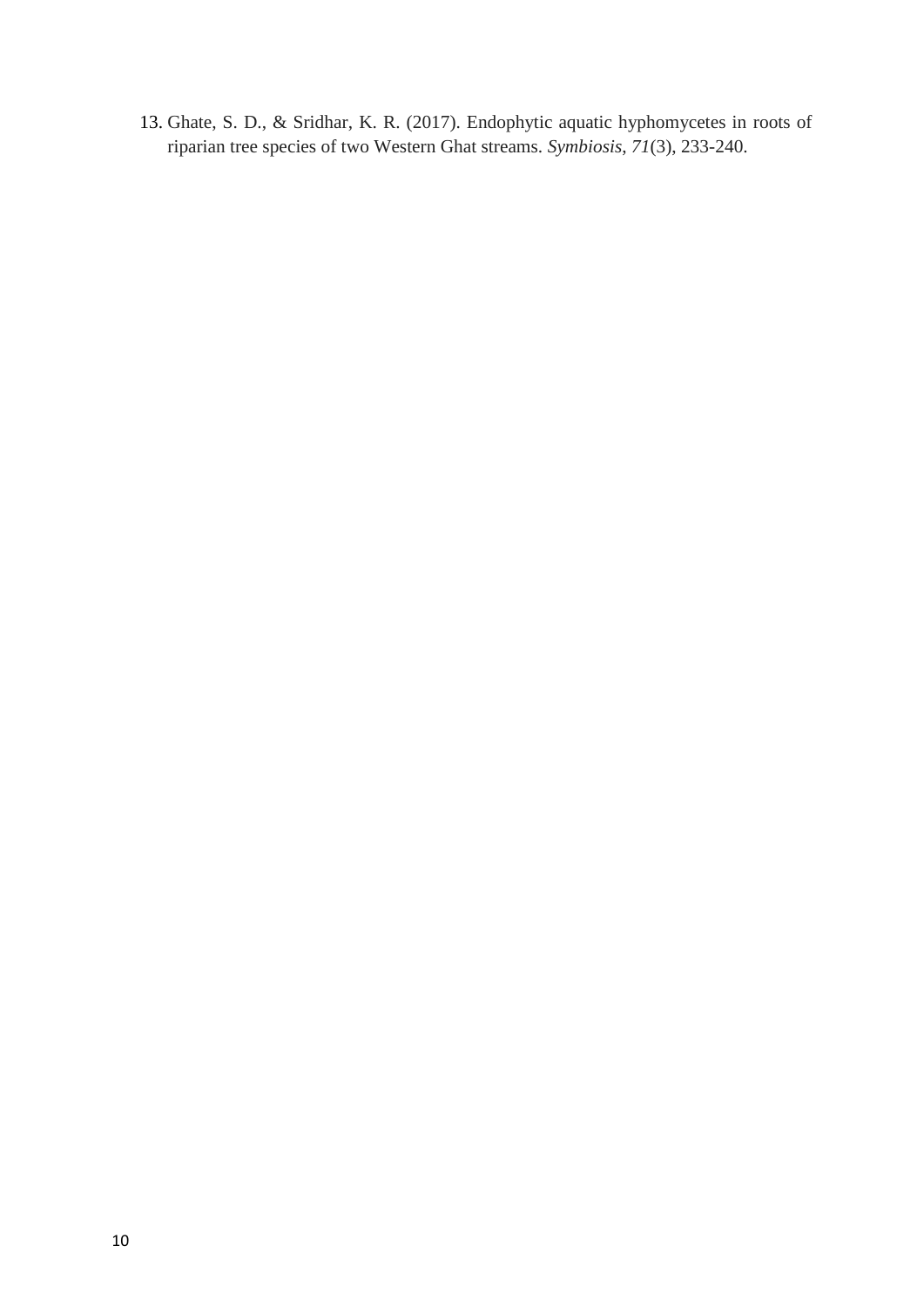13. Ghate, S. D., & Sridhar, K. R. (2017). Endophytic aquatic hyphomycetes in roots of riparian tree species of two Western Ghat streams. *Symbiosis*, *71*(3), 233-240.